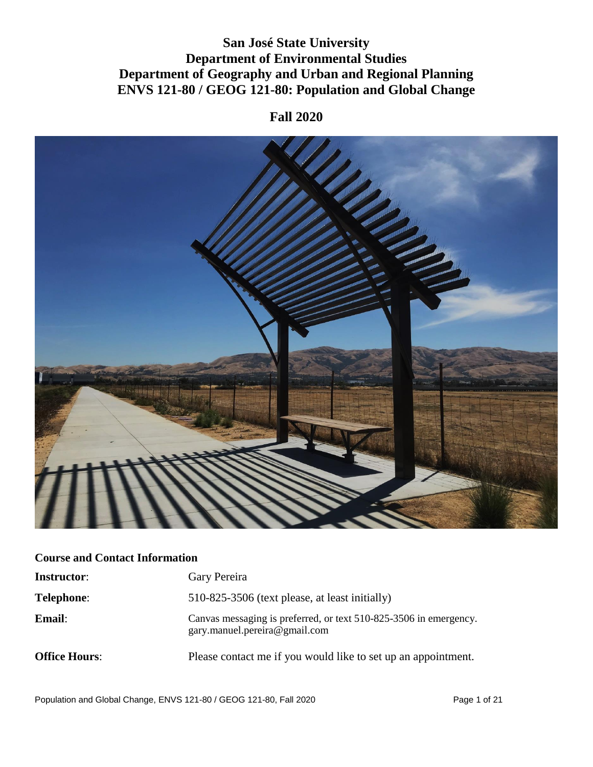# San José State University
# Department of Environmental Studies
# Department of Geography and Urban and Regional Planning
# ENVS 121-80 / GEOG 121-80: Population and Global Change

## Fall 2020

### Course and Contact Information

| | |
|---|---|
| **Instructor**: | Gary Pereira |
| **Telephone**: | 510-825-3506 (text please, at least initially) |
| **Email**: | Canvas messaging is preferred, or text 510-825-3506 in emergency. gary.manuel.pereira@gmail.com |
| **Office Hours**: | Please contact me if you would like to set up an appointment. |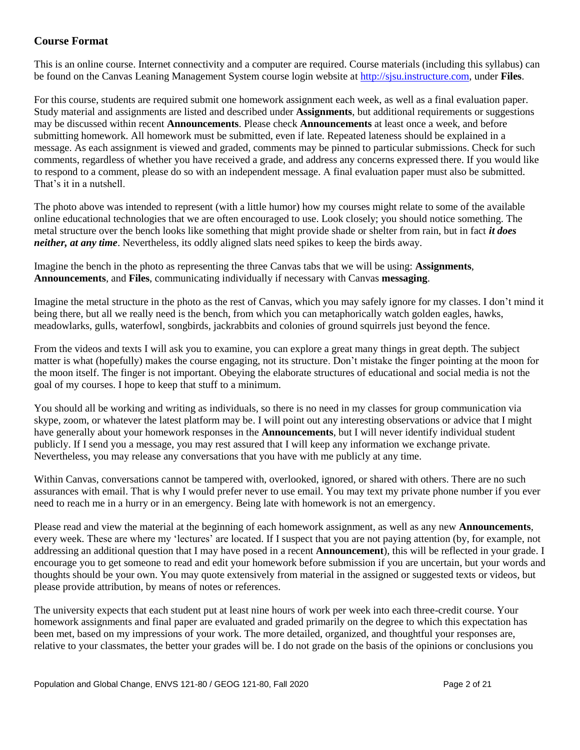## Course Format

This is an online course. Internet connectivity and a computer are required. Course materials (including this syllabus) can be found on the Canvas Leaning Management System course login website at [http://sjsu.instructure.com](http://sjsu.instructure.com), under **Files**.

For this course, students are required submit one homework assignment each week, as well as a final evaluation paper. Study material and assignments are listed and described under **Assignments**, but additional requirements or suggestions may be discussed within recent **Announcements**. Please check **Announcements** at least once a week, and before submitting homework. All homework must be submitted, even if late. Repeated lateness should be explained in a message. As each assignment is viewed and graded, comments may be pinned to particular submissions. Check for such comments, regardless of whether you have received a grade, and address any concerns expressed there. If you would like to respond to a comment, please do so with an independent message. A final evaluation paper must also be submitted. That's it in a nutshell.

The photo above was intended to represent (with a little humor) how my courses might relate to some of the available online educational technologies that we are often encouraged to use. Look closely; you should notice something. The metal structure over the bench looks like something that might provide shade or shelter from rain, but in fact ***it does neither, at any time***. Nevertheless, its oddly aligned slats need spikes to keep the birds away.

Imagine the bench in the photo as representing the three Canvas tabs that we will be using: **Assignments**, **Announcements**, and **Files**, communicating individually if necessary with Canvas **messaging**.

Imagine the metal structure in the photo as the rest of Canvas, which you may safely ignore for my classes. I don't mind it being there, but all we really need is the bench, from which you can metaphorically watch golden eagles, hawks, meadowlarks, gulls, waterfowl, songbirds, jackrabbits and colonies of ground squirrels just beyond the fence.

From the videos and texts I will ask you to examine, you can explore a great many things in great depth. The subject matter is what (hopefully) makes the course engaging, not its structure. Don't mistake the finger pointing at the moon for the moon itself. The finger is not important. Obeying the elaborate structures of educational and social media is not the goal of my courses. I hope to keep that stuff to a minimum.

You should all be working and writing as individuals, so there is no need in my classes for group communication via skype, zoom, or whatever the latest platform may be. I will point out any interesting observations or advice that I might have generally about your homework responses in the **Announcements**, but I will never identify individual student publicly. If I send you a message, you may rest assured that I will keep any information we exchange private. Nevertheless, you may release any conversations that you have with me publicly at any time.

Within Canvas, conversations cannot be tampered with, overlooked, ignored, or shared with others. There are no such assurances with email. That is why I would prefer never to use email. You may text my private phone number if you ever need to reach me in a hurry or in an emergency. Being late with homework is not an emergency.

Please read and view the material at the beginning of each homework assignment, as well as any new **Announcements**, every week. These are where my 'lectures' are located. If I suspect that you are not paying attention (by, for example, not addressing an additional question that I may have posed in a recent **Announcement**), this will be reflected in your grade. I encourage you to get someone to read and edit your homework before submission if you are uncertain, but your words and thoughts should be your own. You may quote extensively from material in the assigned or suggested texts or videos, but please provide attribution, by means of notes or references.

The university expects that each student put at least nine hours of work per week into each three-credit course. Your homework assignments and final paper are evaluated and graded primarily on the degree to which this expectation has been met, based on my impressions of your work. The more detailed, organized, and thoughtful your responses are, relative to your classmates, the better your grades will be. I do not grade on the basis of the opinions or conclusions you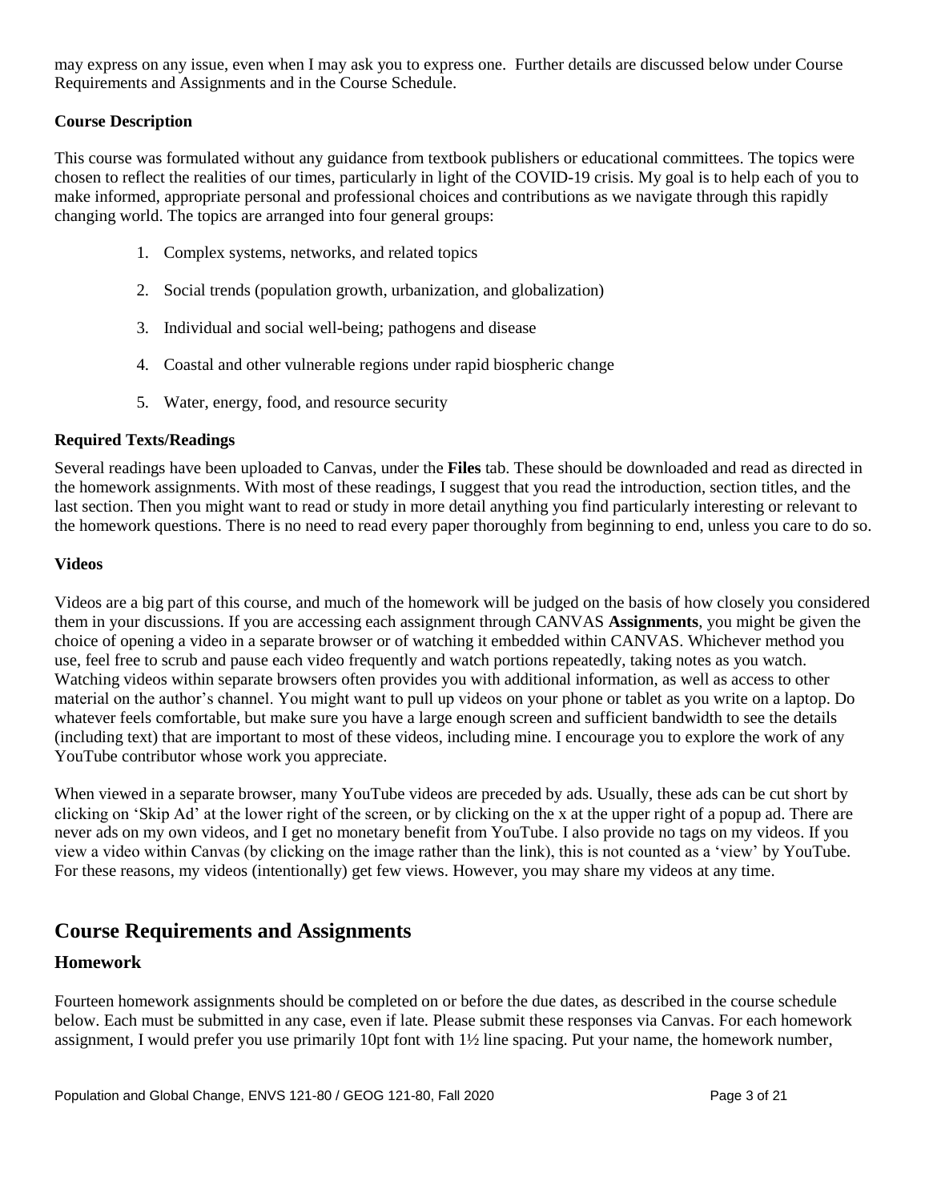may express on any issue, even when I may ask you to express one. Further details are discussed below under Course Requirements and Assignments and in the Course Schedule.

### Course Description

This course was formulated without any guidance from textbook publishers or educational committees. The topics were chosen to reflect the realities of our times, particularly in light of the COVID-19 crisis. My goal is to help each of you to make informed, appropriate personal and professional choices and contributions as we navigate through this rapidly changing world. The topics are arranged into four general groups:

1. Complex systems, networks, and related topics
2. Social trends (population growth, urbanization, and globalization)
3. Individual and social well-being; pathogens and disease
4. Coastal and other vulnerable regions under rapid biospheric change
5. Water, energy, food, and resource security

### Required Texts/Readings

Several readings have been uploaded to Canvas, under the **Files** tab. These should be downloaded and read as directed in the homework assignments. With most of these readings, I suggest that you read the introduction, section titles, and the last section. Then you might want to read or study in more detail anything you find particularly interesting or relevant to the homework questions. There is no need to read every paper thoroughly from beginning to end, unless you care to do so.

### Videos

Videos are a big part of this course, and much of the homework will be judged on the basis of how closely you considered them in your discussions. If you are accessing each assignment through CANVAS **Assignments**, you might be given the choice of opening a video in a separate browser or of watching it embedded within CANVAS. Whichever method you use, feel free to scrub and pause each video frequently and watch portions repeatedly, taking notes as you watch. Watching videos within separate browsers often provides you with additional information, as well as access to other material on the author's channel. You might want to pull up videos on your phone or tablet as you write on a laptop. Do whatever feels comfortable, but make sure you have a large enough screen and sufficient bandwidth to see the details (including text) that are important to most of these videos, including mine. I encourage you to explore the work of any YouTube contributor whose work you appreciate.

When viewed in a separate browser, many YouTube videos are preceded by ads. Usually, these ads can be cut short by clicking on 'Skip Ad' at the lower right of the screen, or by clicking on the x at the upper right of a popup ad. There are never ads on my own videos, and I get no monetary benefit from YouTube. I also provide no tags on my videos. If you view a video within Canvas (by clicking on the image rather than the link), this is not counted as a 'view' by YouTube. For these reasons, my videos (intentionally) get few views. However, you may share my videos at any time.

## Course Requirements and Assignments

### Homework

Fourteen homework assignments should be completed on or before the due dates, as described in the course schedule below. Each must be submitted in any case, even if late. Please submit these responses via Canvas. For each homework assignment, I would prefer you use primarily 10pt font with 1½ line spacing. Put your name, the homework number,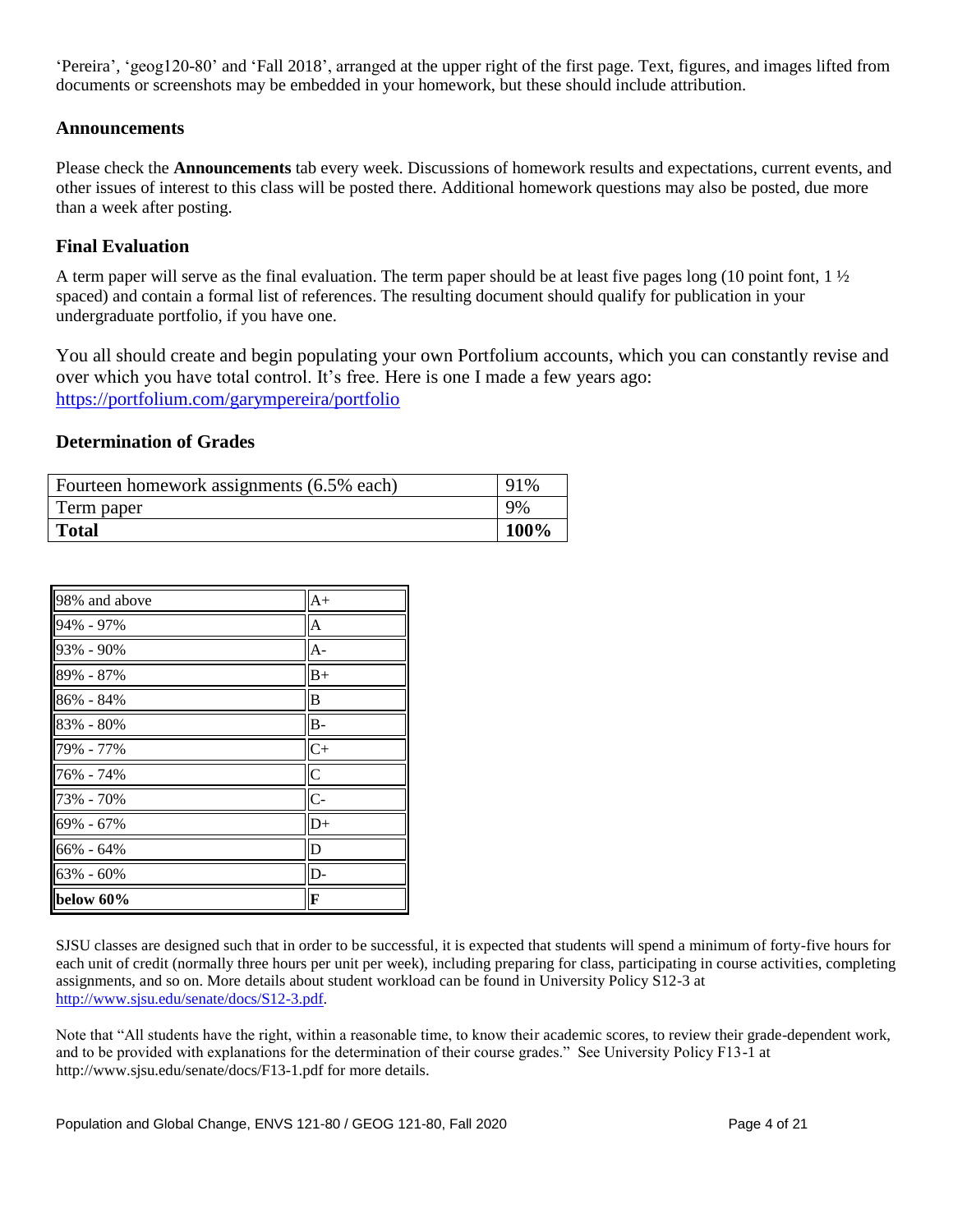'Pereira', 'geog120-80' and 'Fall 2018', arranged at the upper right of the first page. Text, figures, and images lifted from documents or screenshots may be embedded in your homework, but these should include attribution.

### Announcements

Please check the **Announcements** tab every week. Discussions of homework results and expectations, current events, and other issues of interest to this class will be posted there. Additional homework questions may also be posted, due more than a week after posting.

### Final Evaluation

A term paper will serve as the final evaluation. The term paper should be at least five pages long (10 point font, 1 ½ spaced) and contain a formal list of references. The resulting document should qualify for publication in your undergraduate portfolio, if you have one.

You all should create and begin populating your own Portfolium accounts, which you can constantly revise and over which you have total control. It's free. Here is one I made a few years ago: https://portfolium.com/garympereira/portfolio

### Determination of Grades

| | |
|---|---|
| Fourteen homework assignments (6.5% each) | 91% |
| Term paper | 9% |
| **Total** | **100%** |

| | |
|---|---|
| 98% and above | A+ |
| 94% - 97% | A |
| 93% - 90% | A- |
| 89% - 87% | B+ |
| 86% - 84% | B |
| 83% - 80% | B- |
| 79% - 77% | C+ |
| 76% - 74% | C |
| 73% - 70% | C- |
| 69% - 67% | D+ |
| 66% - 64% | D |
| 63% - 60% | D- |
| **below 60%** | **F** |

SJSU classes are designed such that in order to be successful, it is expected that students will spend a minimum of forty-five hours for each unit of credit (normally three hours per unit per week), including preparing for class, participating in course activities, completing assignments, and so on. More details about student workload can be found in University Policy S12-3 at http://www.sjsu.edu/senate/docs/S12-3.pdf.

Note that "All students have the right, within a reasonable time, to know their academic scores, to review their grade-dependent work, and to be provided with explanations for the determination of their course grades." See University Policy F13-1 at http://www.sjsu.edu/senate/docs/F13-1.pdf for more details.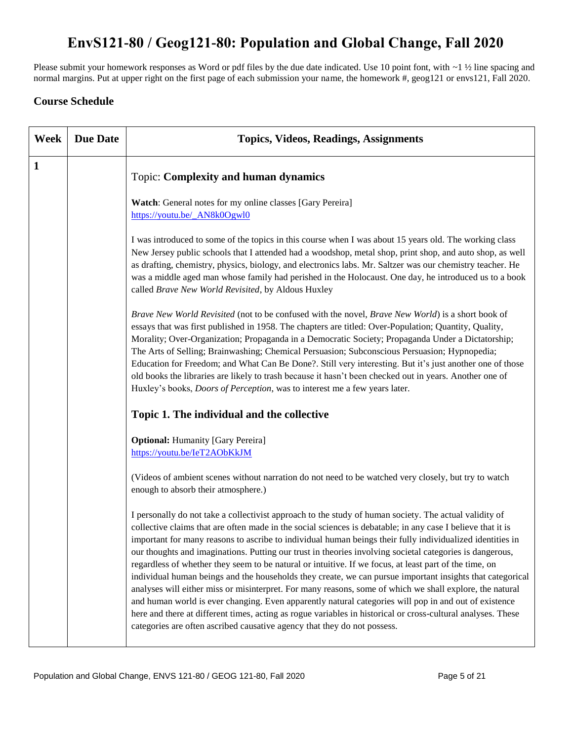# EnvS121-80 / Geog121-80: Population and Global Change, Fall 2020

Please submit your homework responses as Word or pdf files by the due date indicated. Use 10 point font, with ~1 ½ line spacing and normal margins. Put at upper right on the first page of each submission your name, the homework #, geog121 or envs121, Fall 2020.

## Course Schedule

| Week | Due Date | Topics, Videos, Readings, Assignments |
|---|---|---|
| 1 | | Topic: **Complexity and human dynamics**<br><br>**Watch**: General notes for my online classes [Gary Pereira]<br>https://youtu.be/_AN8k0Ogwl0<br><br>I was introduced to some of the topics in this course when I was about 15 years old. The working class New Jersey public schools that I attended had a woodshop, metal shop, print shop, and auto shop, as well as drafting, chemistry, physics, biology, and electronics labs. Mr. Saltzer was our chemistry teacher. He was a middle aged man whose family had perished in the Holocaust. One day, he introduced us to a book called *Brave New World Revisited*, by Aldous Huxley<br><br>*Brave New World Revisited* (not to be confused with the novel, *Brave New World*) is a short book of essays that was first published in 1958. The chapters are titled: Over-Population; Quantity, Quality, Morality; Over-Organization; Propaganda in a Democratic Society; Propaganda Under a Dictatorship; The Arts of Selling; Brainwashing; Chemical Persuasion; Subconscious Persuasion; Hypnopedia; Education for Freedom; and What Can Be Done?. Still very interesting. But it's just another one of those old books the libraries are likely to trash because it hasn't been checked out in years. Another one of Huxley's books, *Doors of Perception*, was to interest me a few years later.<br><br>**Topic 1. The individual and the collective**<br><br>**Optional:** Humanity [Gary Pereira]<br>https://youtu.be/IeT2AObKkJM<br><br>(Videos of ambient scenes without narration do not need to be watched very closely, but try to watch enough to absorb their atmosphere.)<br><br>I personally do not take a collectivist approach to the study of human society. The actual validity of collective claims that are often made in the social sciences is debatable; in any case I believe that it is important for many reasons to ascribe to individual human beings their fully individualized identities in our thoughts and imaginations. Putting our trust in theories involving societal categories is dangerous, regardless of whether they seem to be natural or intuitive. If we focus, at least part of the time, on individual human beings and the households they create, we can pursue important insights that categorical analyses will either miss or misinterpret. For many reasons, some of which we shall explore, the natural and human world is ever changing. Even apparently natural categories will pop in and out of existence here and there at different times, acting as rogue variables in historical or cross-cultural analyses. These categories are often ascribed causative agency that they do not possess. |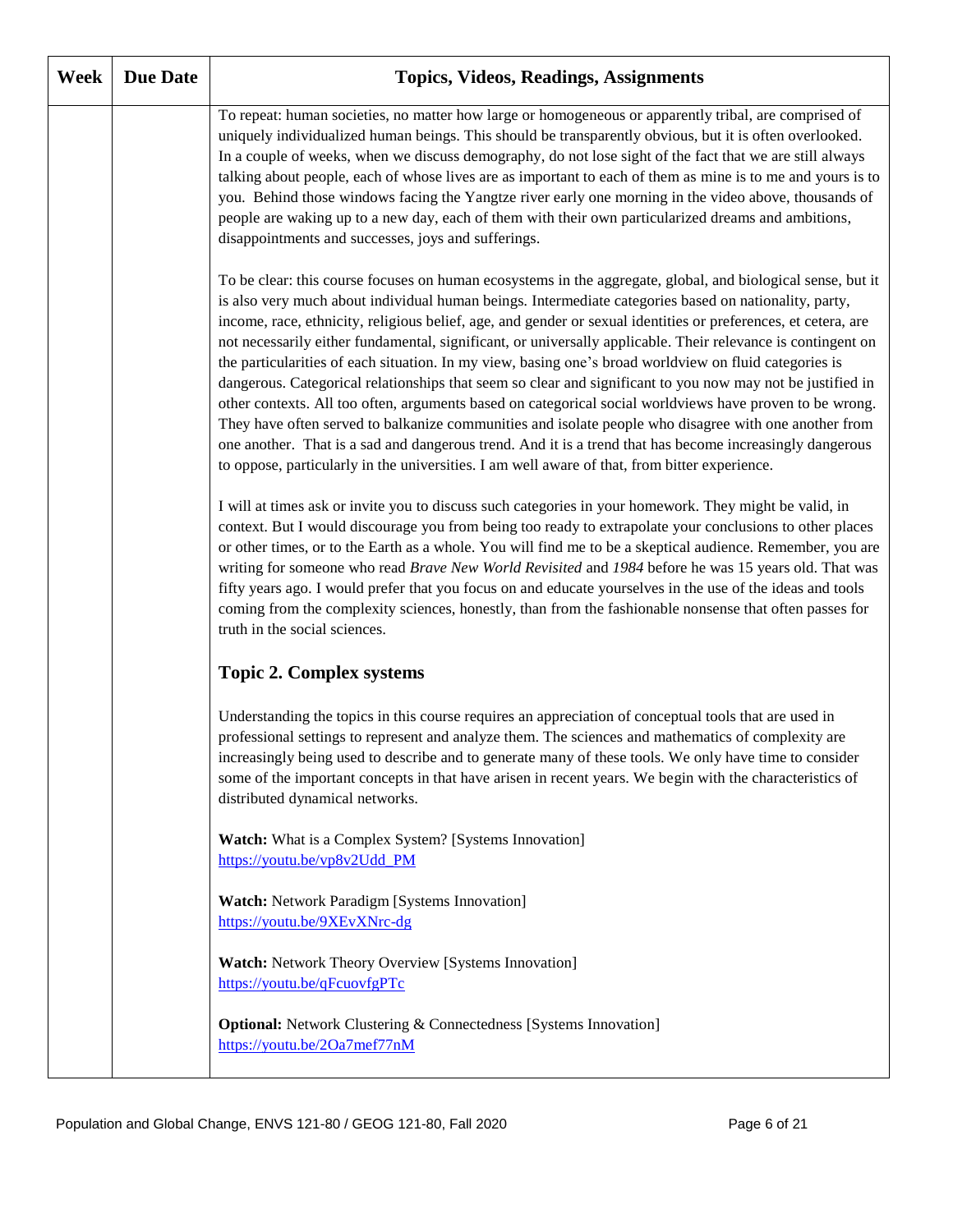| Week | Due Date | Topics, Videos, Readings, Assignments |
|---|---|---|
| | | To repeat: human societies, no matter how large or homogeneous or apparently tribal, are comprised of uniquely individualized human beings. This should be transparently obvious, but it is often overlooked. In a couple of weeks, when we discuss demography, do not lose sight of the fact that we are still always talking about people, each of whose lives are as important to each of them as mine is to me and yours is to you. Behind those windows facing the Yangtze river early one morning in the video above, thousands of people are waking up to a new day, each of them with their own particularized dreams and ambitions, disappointments and successes, joys and sufferings.<br><br>To be clear: this course focuses on human ecosystems in the aggregate, global, and biological sense, but it is also very much about individual human beings. Intermediate categories based on nationality, party, income, race, ethnicity, religious belief, age, and gender or sexual identities or preferences, et cetera, are not necessarily either fundamental, significant, or universally applicable. Their relevance is contingent on the particularities of each situation. In my view, basing one's broad worldview on fluid categories is dangerous. Categorical relationships that seem so clear and significant to you now may not be justified in other contexts. All too often, arguments based on categorical social worldviews have proven to be wrong. They have often served to balkanize communities and isolate people who disagree with one another from one another. That is a sad and dangerous trend. And it is a trend that has become increasingly dangerous to oppose, particularly in the universities. I am well aware of that, from bitter experience.<br><br>I will at times ask or invite you to discuss such categories in your homework. They might be valid, in context. But I would discourage you from being too ready to extrapolate your conclusions to other places or other times, or to the Earth as a whole. You will find me to be a skeptical audience. Remember, you are writing for someone who read *Brave New World Revisited* and *1984* before he was 15 years old. That was fifty years ago. I would prefer that you focus on and educate yourselves in the use of the ideas and tools coming from the complexity sciences, honestly, than from the fashionable nonsense that often passes for truth in the social sciences.<br><br>**Topic 2. Complex systems**<br><br>Understanding the topics in this course requires an appreciation of conceptual tools that are used in professional settings to represent and analyze them. The sciences and mathematics of complexity are increasingly being used to describe and to generate many of these tools. We only have time to consider some of the important concepts in that have arisen in recent years. We begin with the characteristics of distributed dynamical networks.<br><br>**Watch:** What is a Complex System? [Systems Innovation]<br>https://youtu.be/vp8v2Udd_PM<br><br>**Watch:** Network Paradigm [Systems Innovation]<br>https://youtu.be/9XEvXNrc-dg<br><br>**Watch:** Network Theory Overview [Systems Innovation]<br>https://youtu.be/qFcuovfgPTc<br><br>**Optional:** Network Clustering & Connectedness [Systems Innovation]<br>https://youtu.be/2Oa7mef77nM |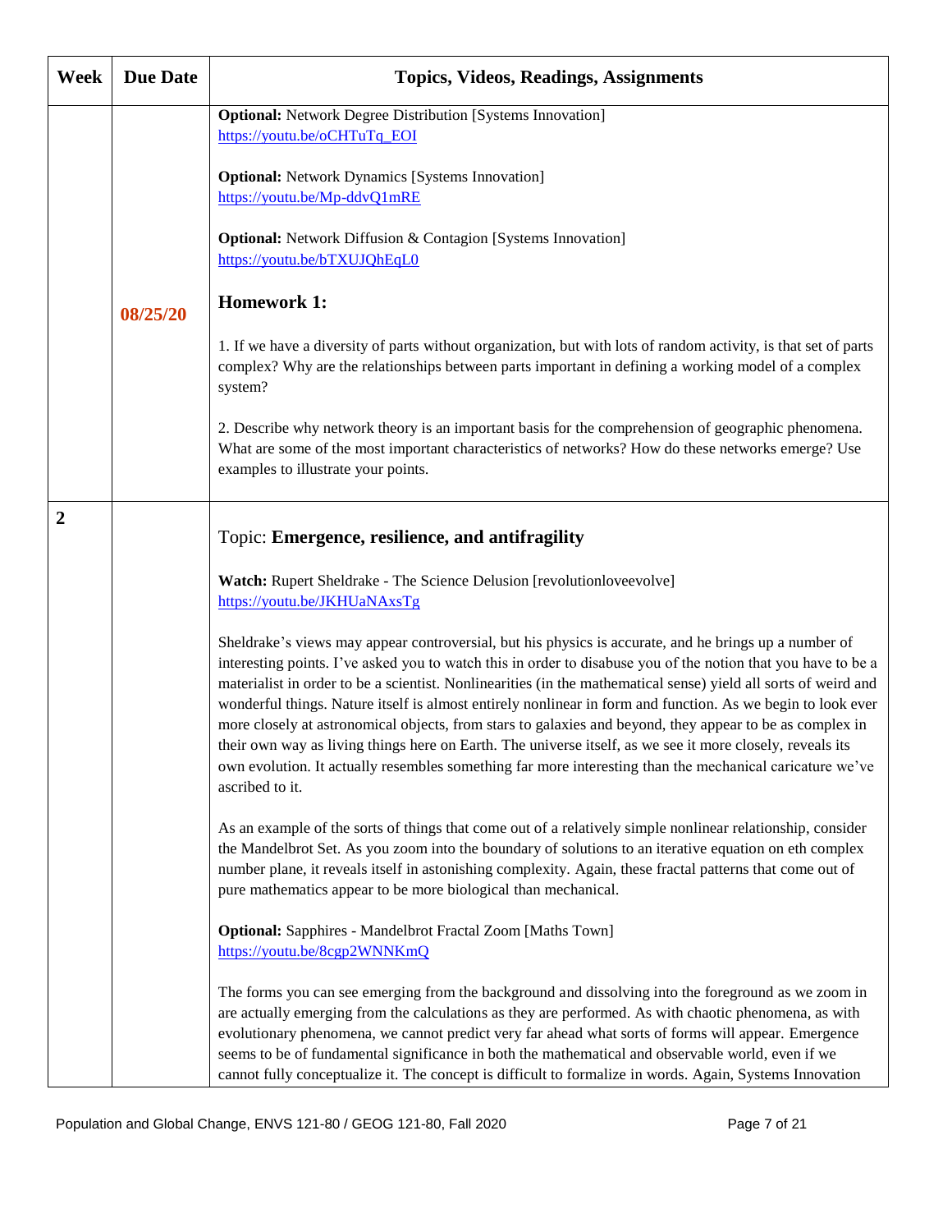| Week | Due Date | Topics, Videos, Readings, Assignments |
|---|---|---|
| | 08/25/20 | **Optional:** Network Degree Distribution [Systems Innovation] https://youtu.be/oCHTuTq_EOI<br><br>**Optional:** Network Dynamics [Systems Innovation] https://youtu.be/Mp-ddvQ1mRE<br><br>**Optional:** Network Diffusion & Contagion [Systems Innovation] https://youtu.be/bTXUJQhEqL0<br><br>**Homework 1:**<br><br>1. If we have a diversity of parts without organization, but with lots of random activity, is that set of parts complex? Why are the relationships between parts important in defining a working model of a complex system?<br><br>2. Describe why network theory is an important basis for the comprehension of geographic phenomena. What are some of the most important characteristics of networks? How do these networks emerge? Use examples to illustrate your points. |
| 2 | | Topic: **Emergence, resilience, and antifragility**<br><br>**Watch:** Rupert Sheldrake - The Science Delusion [revolutionloveevolve] https://youtu.be/JKHUaNAxsTg<br><br>Sheldrake's views may appear controversial, but his physics is accurate, and he brings up a number of interesting points. I've asked you to watch this in order to disabuse you of the notion that you have to be a materialist in order to be a scientist. Nonlinearities (in the mathematical sense) yield all sorts of weird and wonderful things. Nature itself is almost entirely nonlinear in form and function. As we begin to look ever more closely at astronomical objects, from stars to galaxies and beyond, they appear to be as complex in their own way as living things here on Earth. The universe itself, as we see it more closely, reveals its own evolution. It actually resembles something far more interesting than the mechanical caricature we've ascribed to it.<br><br>As an example of the sorts of things that come out of a relatively simple nonlinear relationship, consider the Mandelbrot Set. As you zoom into the boundary of solutions to an iterative equation on eth complex number plane, it reveals itself in astonishing complexity. Again, these fractal patterns that come out of pure mathematics appear to be more biological than mechanical.<br><br>**Optional:** Sapphires - Mandelbrot Fractal Zoom [Maths Town] https://youtu.be/8cgp2WNNKmQ<br><br>The forms you can see emerging from the background and dissolving into the foreground as we zoom in are actually emerging from the calculations as they are performed. As with chaotic phenomena, as with evolutionary phenomena, we cannot predict very far ahead what sorts of forms will appear. Emergence seems to be of fundamental significance in both the mathematical and observable world, even if we cannot fully conceptualize it. The concept is difficult to formalize in words. Again, Systems Innovation |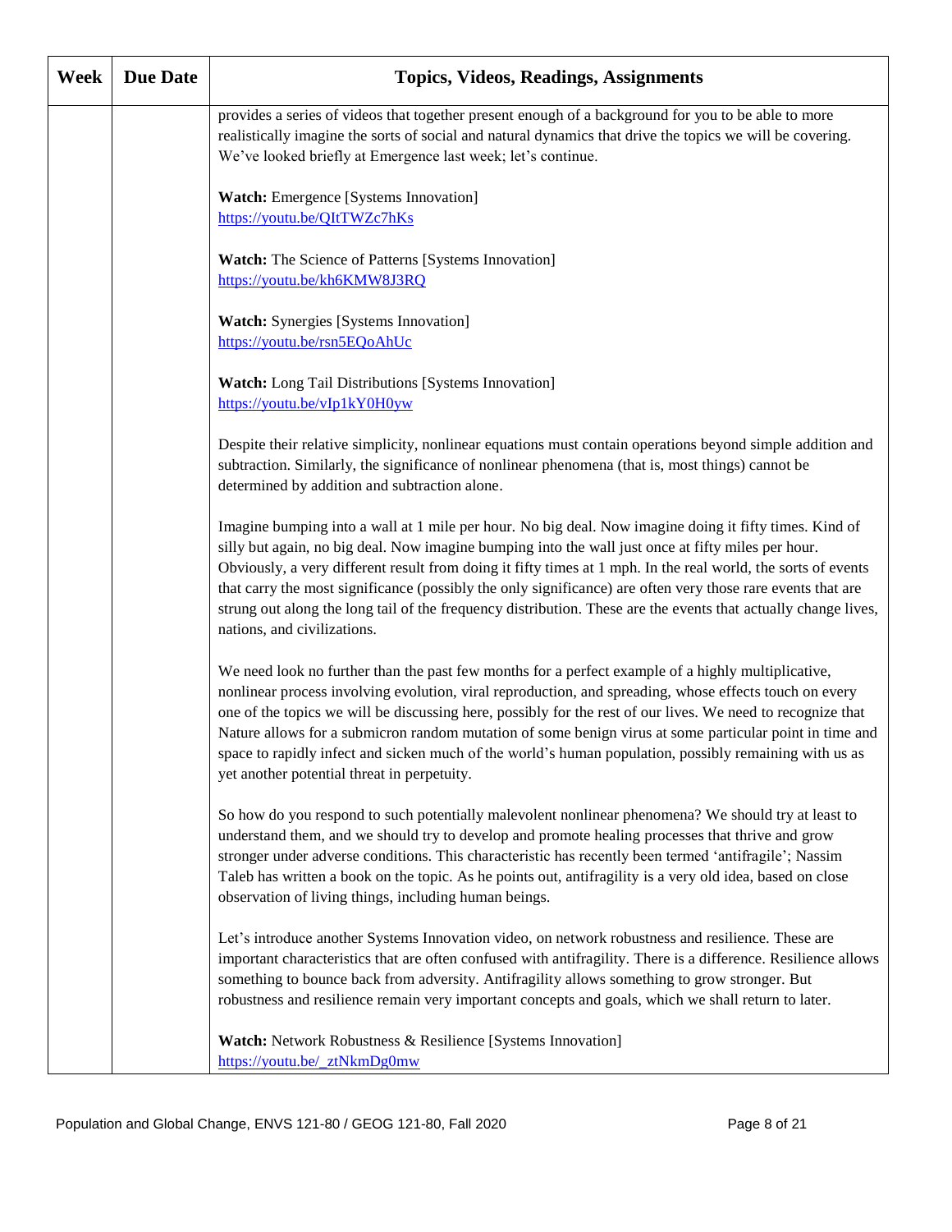| Week | Due Date | Topics, Videos, Readings, Assignments |
|---|---|---|
| | | provides a series of videos that together present enough of a background for you to be able to more realistically imagine the sorts of social and natural dynamics that drive the topics we will be covering. We've looked briefly at Emergence last week; let's continue.<br><br>**Watch:** Emergence [Systems Innovation]<br>https://youtu.be/QItTWZc7hKs<br><br>**Watch:** The Science of Patterns [Systems Innovation]<br>https://youtu.be/kh6KMW8J3RQ<br><br>**Watch:** Synergies [Systems Innovation]<br>https://youtu.be/rsn5EQoAhUc<br><br>**Watch:** Long Tail Distributions [Systems Innovation]<br>https://youtu.be/vIp1kY0H0yw<br><br>Despite their relative simplicity, nonlinear equations must contain operations beyond simple addition and subtraction. Similarly, the significance of nonlinear phenomena (that is, most things) cannot be determined by addition and subtraction alone.<br><br>Imagine bumping into a wall at 1 mile per hour. No big deal. Now imagine doing it fifty times. Kind of silly but again, no big deal. Now imagine bumping into the wall just once at fifty miles per hour. Obviously, a very different result from doing it fifty times at 1 mph. In the real world, the sorts of events that carry the most significance (possibly the only significance) are often very those rare events that are strung out along the long tail of the frequency distribution. These are the events that actually change lives, nations, and civilizations.<br><br>We need look no further than the past few months for a perfect example of a highly multiplicative, nonlinear process involving evolution, viral reproduction, and spreading, whose effects touch on every one of the topics we will be discussing here, possibly for the rest of our lives. We need to recognize that Nature allows for a submicron random mutation of some benign virus at some particular point in time and space to rapidly infect and sicken much of the world's human population, possibly remaining with us as yet another potential threat in perpetuity.<br><br>So how do you respond to such potentially malevolent nonlinear phenomena? We should try at least to understand them, and we should try to develop and promote healing processes that thrive and grow stronger under adverse conditions. This characteristic has recently been termed 'antifragile'; Nassim Taleb has written a book on the topic. As he points out, antifragility is a very old idea, based on close observation of living things, including human beings.<br><br>Let's introduce another Systems Innovation video, on network robustness and resilience. These are important characteristics that are often confused with antifragility. There is a difference. Resilience allows something to bounce back from adversity. Antifragility allows something to grow stronger. But robustness and resilience remain very important concepts and goals, which we shall return to later.<br><br>**Watch:** Network Robustness & Resilience [Systems Innovation]<br>https://youtu.be/_ztNkmDg0mw |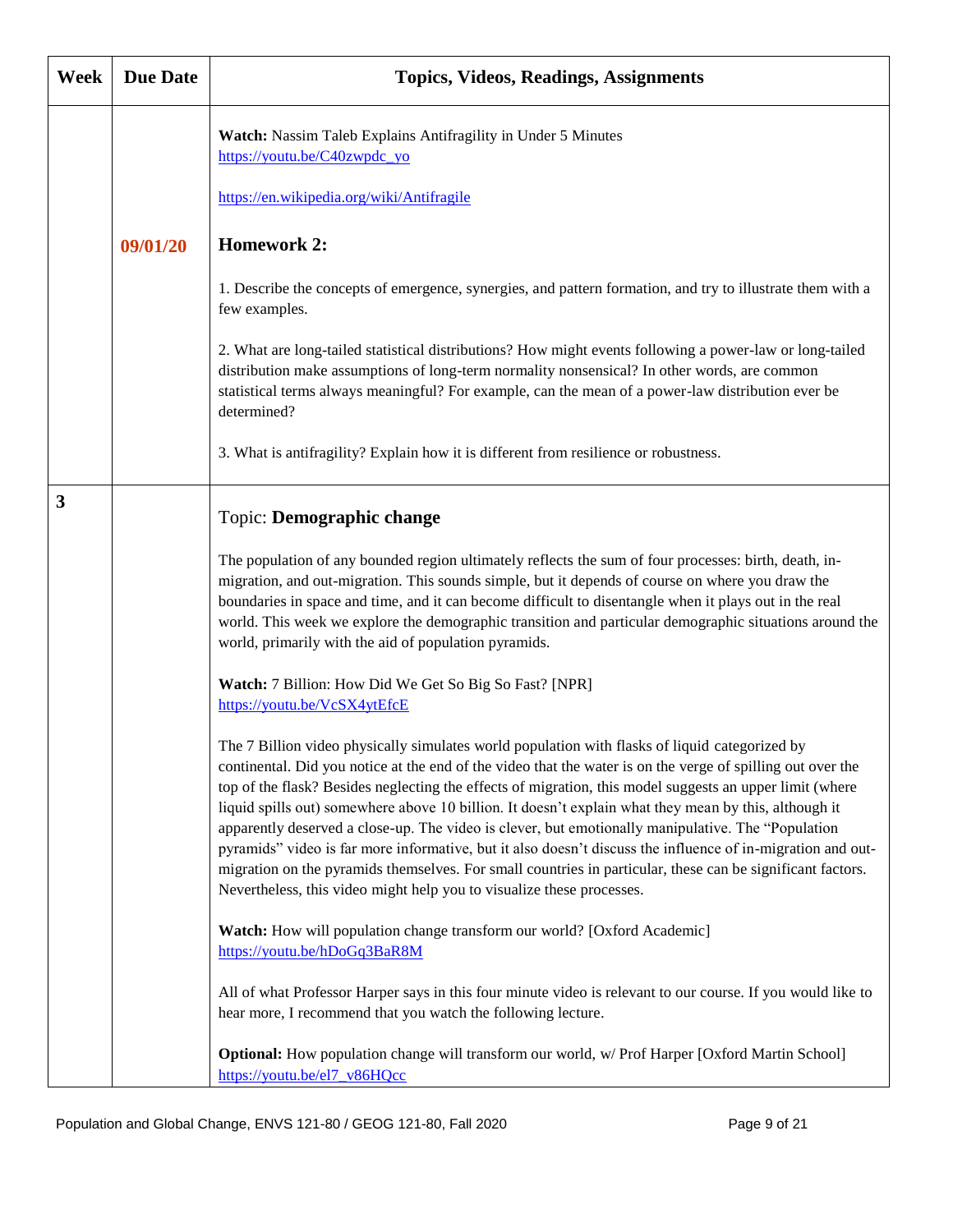| Week | Due Date | Topics, Videos, Readings, Assignments |
|---|---|---|
| | 09/01/20 | **Watch:** Nassim Taleb Explains Antifragility in Under 5 Minutes https://youtu.be/C40zwpdc_yo <br><br> https://en.wikipedia.org/wiki/Antifragile <br><br> **Homework 2:** <br><br> 1. Describe the concepts of emergence, synergies, and pattern formation, and try to illustrate them with a few examples. <br><br> 2. What are long-tailed statistical distributions? How might events following a power-law or long-tailed distribution make assumptions of long-term normality nonsensical? In other words, are common statistical terms always meaningful? For example, can the mean of a power-law distribution ever be determined? <br><br> 3. What is antifragility? Explain how it is different from resilience or robustness. |
| **3** | | Topic: **Demographic change** <br><br> The population of any bounded region ultimately reflects the sum of four processes: birth, death, in-migration, and out-migration. This sounds simple, but it depends of course on where you draw the boundaries in space and time, and it can become difficult to disentangle when it plays out in the real world. This week we explore the demographic transition and particular demographic situations around the world, primarily with the aid of population pyramids. <br><br> **Watch:** 7 Billion: How Did We Get So Big So Fast? [NPR] https://youtu.be/VcSX4ytEfcE <br><br> The 7 Billion video physically simulates world population with flasks of liquid categorized by continental. Did you notice at the end of the video that the water is on the verge of spilling out over the top of the flask? Besides neglecting the effects of migration, this model suggests an upper limit (where liquid spills out) somewhere above 10 billion. It doesn't explain what they mean by this, although it apparently deserved a close-up. The video is clever, but emotionally manipulative. The "Population pyramids" video is far more informative, but it also doesn't discuss the influence of in-migration and out-migration on the pyramids themselves. For small countries in particular, these can be significant factors. Nevertheless, this video might help you to visualize these processes. <br><br> **Watch:** How will population change transform our world? [Oxford Academic] https://youtu.be/hDoGq3BaR8M <br><br> All of what Professor Harper says in this four minute video is relevant to our course. If you would like to hear more, I recommend that you watch the following lecture. <br><br> **Optional:** How population change will transform our world, w/ Prof Harper [Oxford Martin School] https://youtu.be/el7_v86HQcc |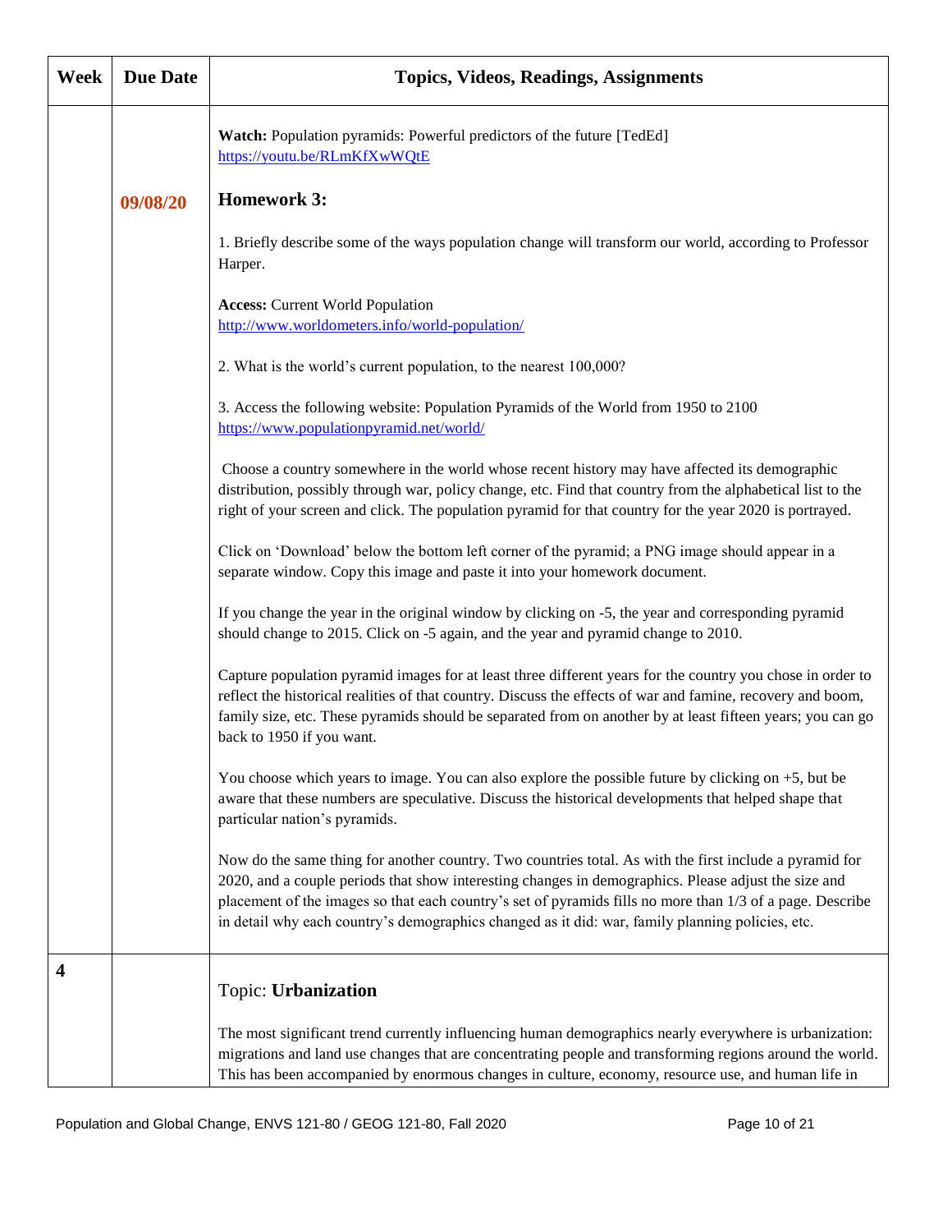| Week | Due Date | Topics, Videos, Readings, Assignments |
|---|---|---|
| | 09/08/20 | **Watch:** Population pyramids: Powerful predictors of the future [TedEd] https://youtu.be/RLmKfXwWQtE<br><br>**Homework 3:**<br><br>1. Briefly describe some of the ways population change will transform our world, according to Professor Harper.<br><br>**Access:** Current World Population http://www.worldometers.info/world-population/<br><br>2. What is the world's current population, to the nearest 100,000?<br><br>3. Access the following website: Population Pyramids of the World from 1950 to 2100 https://www.populationpyramid.net/world/<br><br>Choose a country somewhere in the world whose recent history may have affected its demographic distribution, possibly through war, policy change, etc. Find that country from the alphabetical list to the right of your screen and click. The population pyramid for that country for the year 2020 is portrayed.<br><br>Click on 'Download' below the bottom left corner of the pyramid; a PNG image should appear in a separate window. Copy this image and paste it into your homework document.<br><br>If you change the year in the original window by clicking on -5, the year and corresponding pyramid should change to 2015. Click on -5 again, and the year and pyramid change to 2010.<br><br>Capture population pyramid images for at least three different years for the country you chose in order to reflect the historical realities of that country. Discuss the effects of war and famine, recovery and boom, family size, etc. These pyramids should be separated from on another by at least fifteen years; you can go back to 1950 if you want.<br><br>You choose which years to image. You can also explore the possible future by clicking on +5, but be aware that these numbers are speculative. Discuss the historical developments that helped shape that particular nation's pyramids.<br><br>Now do the same thing for another country. Two countries total. As with the first include a pyramid for 2020, and a couple periods that show interesting changes in demographics. Please adjust the size and placement of the images so that each country's set of pyramids fills no more than 1/3 of a page. Describe in detail why each country's demographics changed as it did: war, family planning policies, etc. |
| **4** | | Topic: **Urbanization**<br><br>The most significant trend currently influencing human demographics nearly everywhere is urbanization: migrations and land use changes that are concentrating people and transforming regions around the world. This has been accompanied by enormous changes in culture, economy, resource use, and human life in |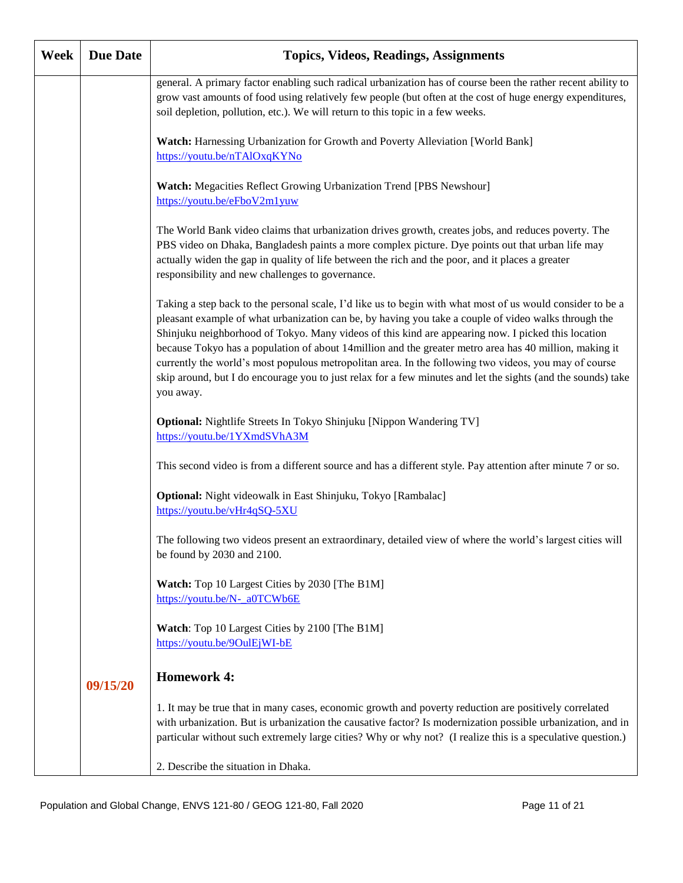| Week | Due Date | Topics, Videos, Readings, Assignments |
|---|---|---|
| | | general. A primary factor enabling such radical urbanization has of course been the rather recent ability to grow vast amounts of food using relatively few people (but often at the cost of huge energy expenditures, soil depletion, pollution, etc.). We will return to this topic in a few weeks.<br><br>**Watch:** Harnessing Urbanization for Growth and Poverty Alleviation [World Bank] https://youtu.be/nTAlOxqKYNo<br><br>**Watch:** Megacities Reflect Growing Urbanization Trend [PBS Newshour] https://youtu.be/eFboV2m1yuw<br><br>The World Bank video claims that urbanization drives growth, creates jobs, and reduces poverty. The PBS video on Dhaka, Bangladesh paints a more complex picture. Dye points out that urban life may actually widen the gap in quality of life between the rich and the poor, and it places a greater responsibility and new challenges to governance.<br><br>Taking a step back to the personal scale, I'd like us to begin with what most of us would consider to be a pleasant example of what urbanization can be, by having you take a couple of video walks through the Shinjuku neighborhood of Tokyo. Many videos of this kind are appearing now. I picked this location because Tokyo has a population of about 14million and the greater metro area has 40 million, making it currently the world's most populous metropolitan area. In the following two videos, you may of course skip around, but I do encourage you to just relax for a few minutes and let the sights (and the sounds) take you away.<br><br>**Optional:** Nightlife Streets In Tokyo Shinjuku [Nippon Wandering TV] https://youtu.be/1YXmdSVhA3M<br><br>This second video is from a different source and has a different style. Pay attention after minute 7 or so.<br><br>**Optional:** Night videowalk in East Shinjuku, Tokyo [Rambalac] https://youtu.be/vHr4qSQ-5XU<br><br>The following two videos present an extraordinary, detailed view of where the world's largest cities will be found by 2030 and 2100.<br><br>**Watch:** Top 10 Largest Cities by 2030 [The B1M] https://youtu.be/N-_a0TCWb6E<br><br>**Watch**: Top 10 Largest Cities by 2100 [The B1M] https://youtu.be/9OulEjWI-bE |
| | **09/15/20** | **Homework 4:**<br><br>1. It may be true that in many cases, economic growth and poverty reduction are positively correlated with urbanization. But is urbanization the causative factor? Is modernization possible urbanization, and in particular without such extremely large cities? Why or why not? (I realize this is a speculative question.)<br><br>2. Describe the situation in Dhaka. |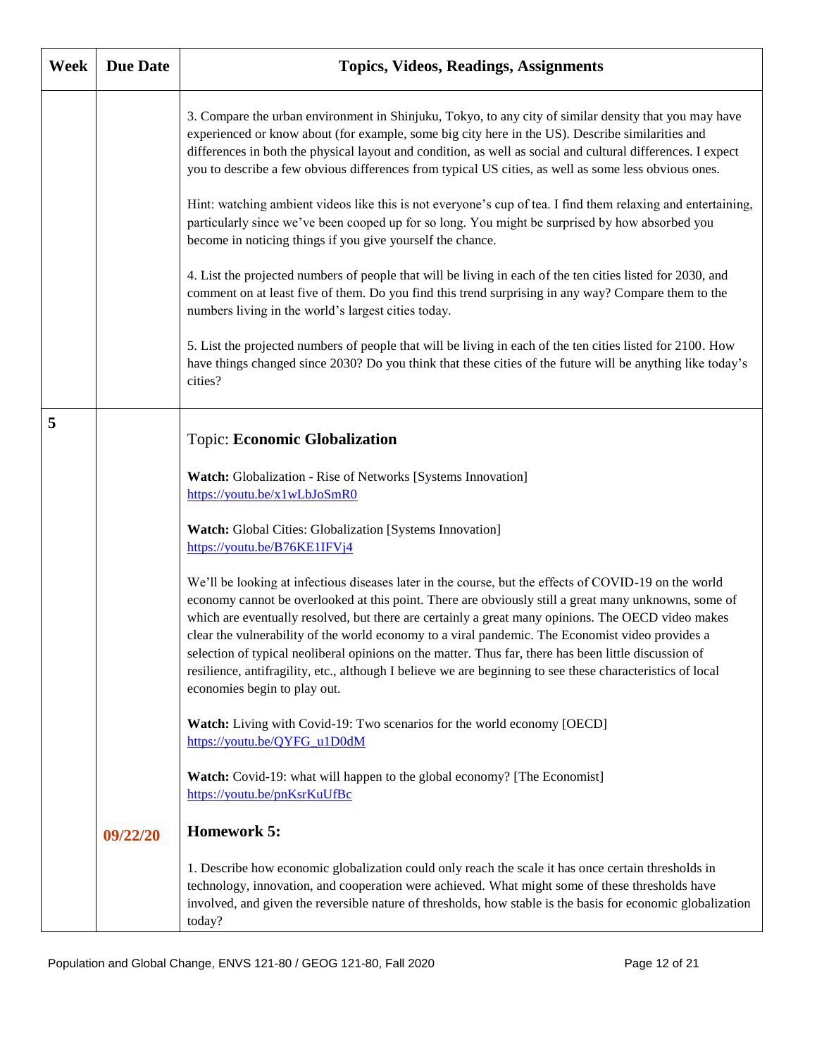| Week | Due Date | Topics, Videos, Readings, Assignments |
|---|---|---|
| | | 3. Compare the urban environment in Shinjuku, Tokyo, to any city of similar density that you may have experienced or know about (for example, some big city here in the US). Describe similarities and differences in both the physical layout and condition, as well as social and cultural differences. I expect you to describe a few obvious differences from typical US cities, as well as some less obvious ones.<br><br>Hint: watching ambient videos like this is not everyone's cup of tea. I find them relaxing and entertaining, particularly since we've been cooped up for so long. You might be surprised by how absorbed you become in noticing things if you give yourself the chance.<br><br>4. List the projected numbers of people that will be living in each of the ten cities listed for 2030, and comment on at least five of them. Do you find this trend surprising in any way? Compare them to the numbers living in the world's largest cities today.<br><br>5. List the projected numbers of people that will be living in each of the ten cities listed for 2100. How have things changed since 2030? Do you think that these cities of the future will be anything like today's cities? |
| **5** | | Topic: **Economic Globalization**<br><br>**Watch:** Globalization - Rise of Networks [Systems Innovation]<br>https://youtu.be/x1wLbJoSmR0<br><br>**Watch:** Global Cities: Globalization [Systems Innovation]<br>https://youtu.be/B76KE1IFVj4<br><br>We'll be looking at infectious diseases later in the course, but the effects of COVID-19 on the world economy cannot be overlooked at this point. There are obviously still a great many unknowns, some of which are eventually resolved, but there are certainly a great many opinions. The OECD video makes clear the vulnerability of the world economy to a viral pandemic. The Economist video provides a selection of typical neoliberal opinions on the matter. Thus far, there has been little discussion of resilience, antifragility, etc., although I believe we are beginning to see these characteristics of local economies begin to play out.<br><br>**Watch:** Living with Covid-19: Two scenarios for the world economy [OECD]<br>https://youtu.be/QYFG_u1D0dM<br><br>**Watch:** Covid-19: what will happen to the global economy? [The Economist]<br>https://youtu.be/pnKsrKuUfBc |
| | **09/22/20** | **Homework 5:**<br><br>1. Describe how economic globalization could only reach the scale it has once certain thresholds in technology, innovation, and cooperation were achieved. What might some of these thresholds have involved, and given the reversible nature of thresholds, how stable is the basis for economic globalization today? |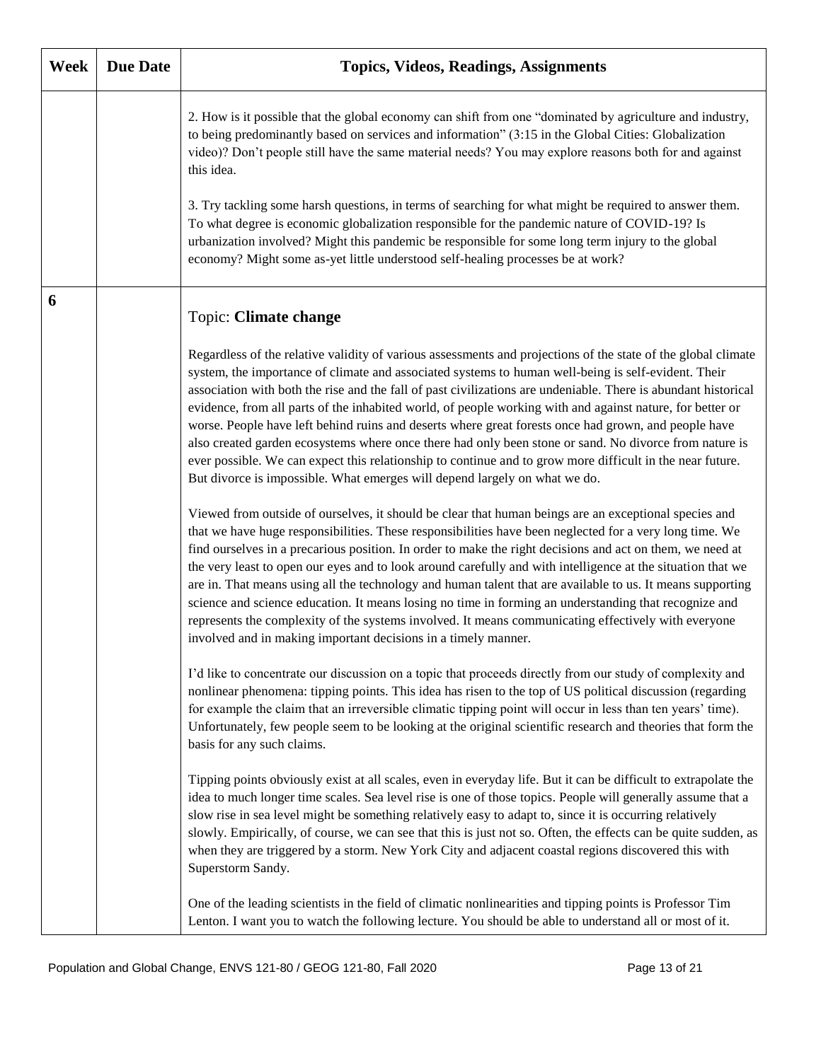| Week | Due Date | Topics, Videos, Readings, Assignments |
|---|---|---|
| | | 2. How is it possible that the global economy can shift from one "dominated by agriculture and industry, to being predominantly based on services and information" (3:15 in the Global Cities: Globalization video)? Don't people still have the same material needs? You may explore reasons both for and against this idea.<br><br>3. Try tackling some harsh questions, in terms of searching for what might be required to answer them. To what degree is economic globalization responsible for the pandemic nature of COVID-19? Is urbanization involved? Might this pandemic be responsible for some long term injury to the global economy? Might some as-yet little understood self-healing processes be at work? |
| **6** | | Topic: **Climate change**<br><br>Regardless of the relative validity of various assessments and projections of the state of the global climate system, the importance of climate and associated systems to human well-being is self-evident. Their association with both the rise and the fall of past civilizations are undeniable. There is abundant historical evidence, from all parts of the inhabited world, of people working with and against nature, for better or worse. People have left behind ruins and deserts where great forests once had grown, and people have also created garden ecosystems where once there had only been stone or sand. No divorce from nature is ever possible. We can expect this relationship to continue and to grow more difficult in the near future. But divorce is impossible. What emerges will depend largely on what we do.<br><br>Viewed from outside of ourselves, it should be clear that human beings are an exceptional species and that we have huge responsibilities. These responsibilities have been neglected for a very long time. We find ourselves in a precarious position. In order to make the right decisions and act on them, we need at the very least to open our eyes and to look around carefully and with intelligence at the situation that we are in. That means using all the technology and human talent that are available to us. It means supporting science and science education. It means losing no time in forming an understanding that recognize and represents the complexity of the systems involved. It means communicating effectively with everyone involved and in making important decisions in a timely manner.<br><br>I'd like to concentrate our discussion on a topic that proceeds directly from our study of complexity and nonlinear phenomena: tipping points. This idea has risen to the top of US political discussion (regarding for example the claim that an irreversible climatic tipping point will occur in less than ten years' time). Unfortunately, few people seem to be looking at the original scientific research and theories that form the basis for any such claims.<br><br>Tipping points obviously exist at all scales, even in everyday life. But it can be difficult to extrapolate the idea to much longer time scales. Sea level rise is one of those topics. People will generally assume that a slow rise in sea level might be something relatively easy to adapt to, since it is occurring relatively slowly. Empirically, of course, we can see that this is just not so. Often, the effects can be quite sudden, as when they are triggered by a storm. New York City and adjacent coastal regions discovered this with Superstorm Sandy.<br><br>One of the leading scientists in the field of climatic nonlinearities and tipping points is Professor Tim Lenton. I want you to watch the following lecture. You should be able to understand all or most of it. |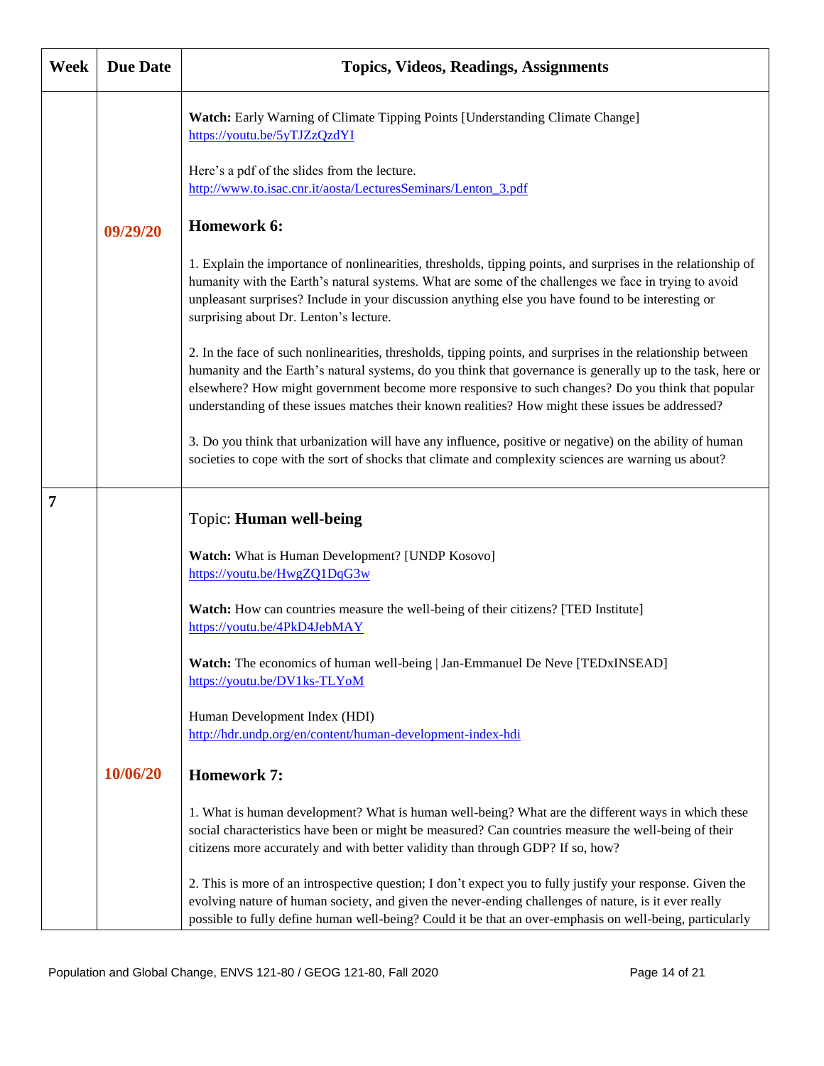| Week | Due Date | Topics, Videos, Readings, Assignments |
|---|---|---|
| | 09/29/20 | **Watch:** Early Warning of Climate Tipping Points [Understanding Climate Change] https://youtu.be/5yTJZzQzdYI<br><br>Here's a pdf of the slides from the lecture. http://www.to.isac.cnr.it/aosta/LecturesSeminars/Lenton_3.pdf<br><br>**Homework 6:**<br><br>1. Explain the importance of nonlinearities, thresholds, tipping points, and surprises in the relationship of humanity with the Earth's natural systems. What are some of the challenges we face in trying to avoid unpleasant surprises? Include in your discussion anything else you have found to be interesting or surprising about Dr. Lenton's lecture.<br><br>2. In the face of such nonlinearities, thresholds, tipping points, and surprises in the relationship between humanity and the Earth's natural systems, do you think that governance is generally up to the task, here or elsewhere? How might government become more responsive to such changes? Do you think that popular understanding of these issues matches their known realities? How might these issues be addressed?<br><br>3. Do you think that urbanization will have any influence, positive or negative) on the ability of human societies to cope with the sort of shocks that climate and complexity sciences are warning us about? |
| 7 | 10/06/20 | Topic: **Human well-being**<br><br>**Watch:** What is Human Development? [UNDP Kosovo] https://youtu.be/HwgZQ1DqG3w<br><br>**Watch:** How can countries measure the well-being of their citizens? [TED Institute] https://youtu.be/4PkD4JebMAY<br><br>**Watch:** The economics of human well-being \| Jan-Emmanuel De Neve [TEDxINSEAD] https://youtu.be/DV1ks-TLYoM<br><br>Human Development Index (HDI) http://hdr.undp.org/en/content/human-development-index-hdi<br><br>**Homework 7:**<br><br>1. What is human development? What is human well-being? What are the different ways in which these social characteristics have been or might be measured? Can countries measure the well-being of their citizens more accurately and with better validity than through GDP? If so, how?<br><br>2. This is more of an introspective question; I don't expect you to fully justify your response. Given the evolving nature of human society, and given the never-ending challenges of nature, is it ever really possible to fully define human well-being? Could it be that an over-emphasis on well-being, particularly |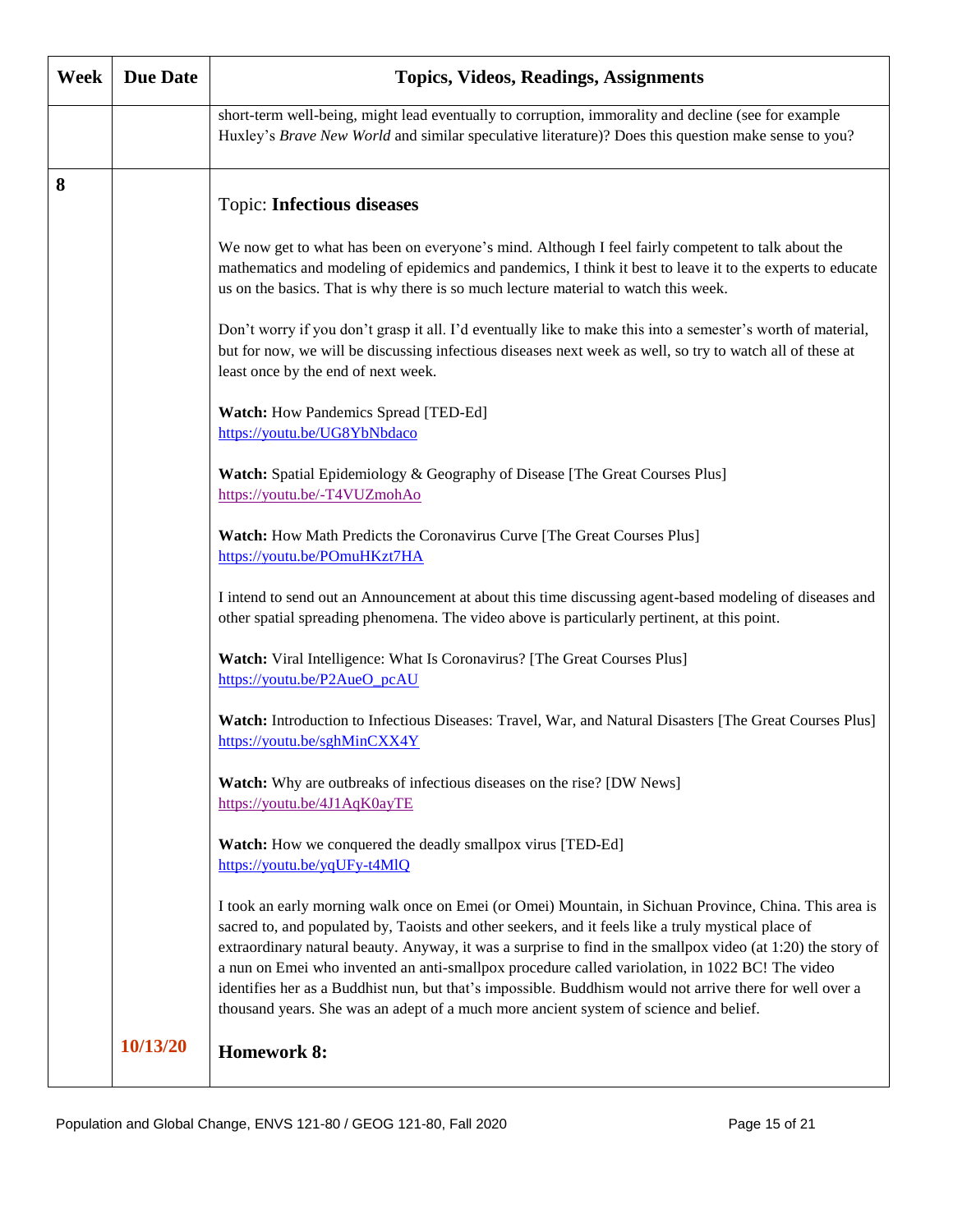| Week | Due Date | Topics, Videos, Readings, Assignments |
|---|---|---|
| | | short-term well-being, might lead eventually to corruption, immorality and decline (see for example Huxley's *Brave New World* and similar speculative literature)? Does this question make sense to you? |
| 8 | | Topic: **Infectious diseases**<br><br>We now get to what has been on everyone's mind. Although I feel fairly competent to talk about the mathematics and modeling of epidemics and pandemics, I think it best to leave it to the experts to educate us on the basics. That is why there is so much lecture material to watch this week.<br><br>Don't worry if you don't grasp it all. I'd eventually like to make this into a semester's worth of material, but for now, we will be discussing infectious diseases next week as well, so try to watch all of these at least once by the end of next week.<br><br>**Watch:** How Pandemics Spread [TED-Ed]<br>https://youtu.be/UG8YbNbdaco<br><br>**Watch:** Spatial Epidemiology & Geography of Disease [The Great Courses Plus]<br>https://youtu.be/-T4VUZmohAo<br><br>**Watch:** How Math Predicts the Coronavirus Curve [The Great Courses Plus]<br>https://youtu.be/POmuHKzt7HA<br><br>I intend to send out an Announcement at about this time discussing agent-based modeling of diseases and other spatial spreading phenomena. The video above is particularly pertinent, at this point.<br><br>**Watch:** Viral Intelligence: What Is Coronavirus? [The Great Courses Plus]<br>https://youtu.be/P2AueO_pcAU<br><br>**Watch:** Introduction to Infectious Diseases: Travel, War, and Natural Disasters [The Great Courses Plus]<br>https://youtu.be/sghMinCXX4Y<br><br>**Watch:** Why are outbreaks of infectious diseases on the rise? [DW News]<br>https://youtu.be/4J1AqK0ayTE<br><br>**Watch:** How we conquered the deadly smallpox virus [TED-Ed]<br>https://youtu.be/yqUFy-t4MlQ<br><br>I took an early morning walk once on Emei (or Omei) Mountain, in Sichuan Province, China. This area is sacred to, and populated by, Taoists and other seekers, and it feels like a truly mystical place of extraordinary natural beauty. Anyway, it was a surprise to find in the smallpox video (at 1:20) the story of a nun on Emei who invented an anti-smallpox procedure called variolation, in 1022 BC! The video identifies her as a Buddhist nun, but that's impossible. Buddhism would not arrive there for well over a thousand years. She was an adept of a much more ancient system of science and belief. |
| | 10/13/20 | **Homework 8:** |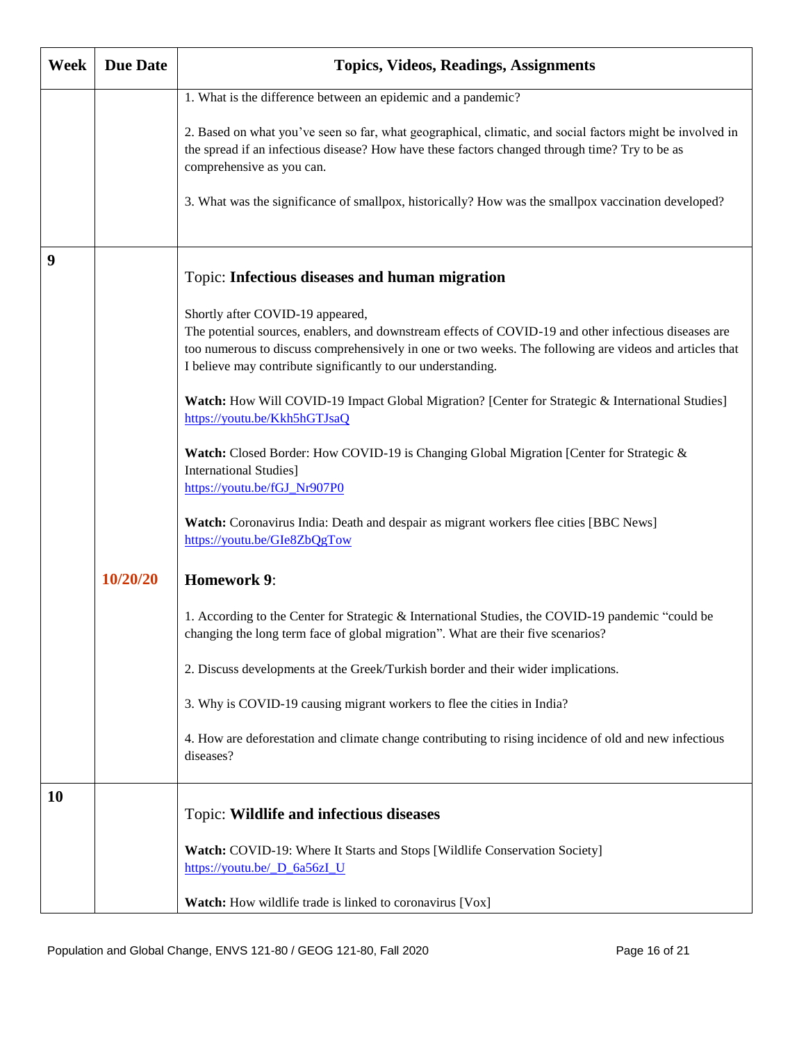| Week | Due Date | Topics, Videos, Readings, Assignments |
|---|---|---|
| | | 1. What is the difference between an epidemic and a pandemic?<br><br>2. Based on what you've seen so far, what geographical, climatic, and social factors might be involved in the spread if an infectious disease? How have these factors changed through time? Try to be as comprehensive as you can.<br><br>3. What was the significance of smallpox, historically? How was the smallpox vaccination developed? |
| 9 | 10/20/20 | Topic: **Infectious diseases and human migration**<br><br>Shortly after COVID-19 appeared,<br>The potential sources, enablers, and downstream effects of COVID-19 and other infectious diseases are too numerous to discuss comprehensively in one or two weeks. The following are videos and articles that I believe may contribute significantly to our understanding.<br><br>**Watch:** How Will COVID-19 Impact Global Migration? [Center for Strategic & International Studies]<br>https://youtu.be/Kkh5hGTJsaQ<br><br>**Watch:** Closed Border: How COVID-19 is Changing Global Migration [Center for Strategic & International Studies]<br>https://youtu.be/fGJ_Nr907P0<br><br>**Watch:** Coronavirus India: Death and despair as migrant workers flee cities [BBC News]<br>https://youtu.be/GIe8ZbQgTow<br><br>**Homework 9**:<br><br>1. According to the Center for Strategic & International Studies, the COVID-19 pandemic "could be changing the long term face of global migration". What are their five scenarios?<br><br>2. Discuss developments at the Greek/Turkish border and their wider implications.<br><br>3. Why is COVID-19 causing migrant workers to flee the cities in India?<br><br>4. How are deforestation and climate change contributing to rising incidence of old and new infectious diseases? |
| 10 | | Topic: **Wildlife and infectious diseases**<br><br>**Watch:** COVID-19: Where It Starts and Stops [Wildlife Conservation Society]<br>https://youtu.be/_D_6a56zI_U<br><br>**Watch:** How wildlife trade is linked to coronavirus [Vox] |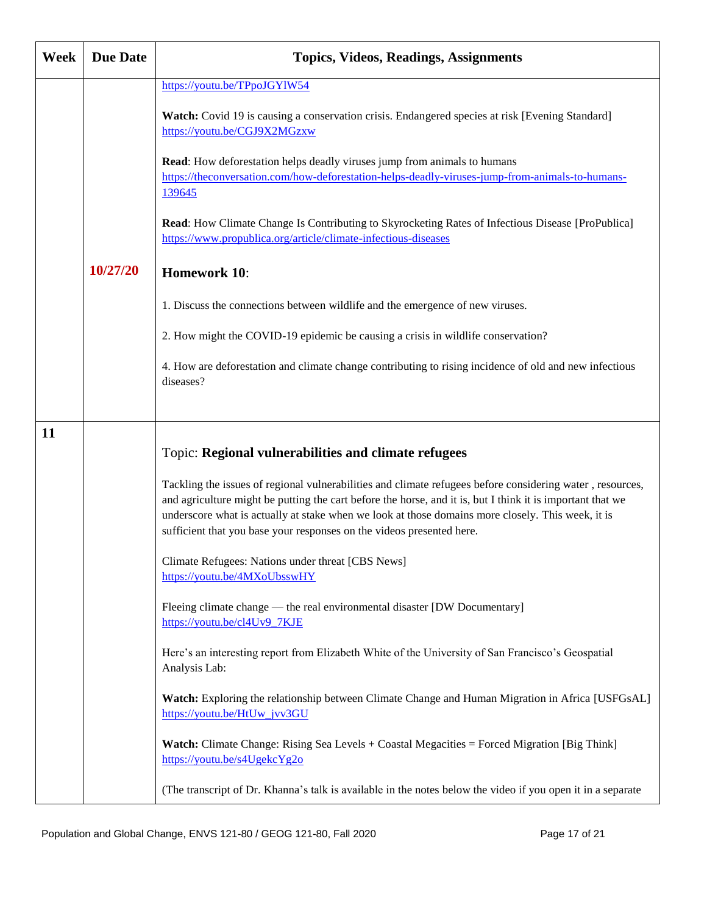| Week | Due Date | Topics, Videos, Readings, Assignments |
|---|---|---|
| | 10/27/20 | https://youtu.be/TPpoJGYlW54<br><br>**Watch:** Covid 19 is causing a conservation crisis. Endangered species at risk [Evening Standard] https://youtu.be/CGJ9X2MGzxw<br><br>**Read**: How deforestation helps deadly viruses jump from animals to humans https://theconversation.com/how-deforestation-helps-deadly-viruses-jump-from-animals-to-humans-139645<br><br>**Read**: How Climate Change Is Contributing to Skyrocketing Rates of Infectious Disease [ProPublica] https://www.propublica.org/article/climate-infectious-diseases<br><br>**Homework 10**:<br><br>1. Discuss the connections between wildlife and the emergence of new viruses.<br><br>2. How might the COVID-19 epidemic be causing a crisis in wildlife conservation?<br><br>4. How are deforestation and climate change contributing to rising incidence of old and new infectious diseases? |
| **11** | | Topic: **Regional vulnerabilities and climate refugees**<br><br>Tackling the issues of regional vulnerabilities and climate refugees before considering water , resources, and agriculture might be putting the cart before the horse, and it is, but I think it is important that we underscore what is actually at stake when we look at those domains more closely. This week, it is sufficient that you base your responses on the videos presented here.<br><br>Climate Refugees: Nations under threat [CBS News] https://youtu.be/4MXoUbsswHY<br><br>Fleeing climate change — the real environmental disaster [DW Documentary] https://youtu.be/cl4Uv9_7KJE<br><br>Here's an interesting report from Elizabeth White of the University of San Francisco's Geospatial Analysis Lab:<br><br>**Watch:** Exploring the relationship between Climate Change and Human Migration in Africa [USFGsAL] https://youtu.be/HtUw_jvv3GU<br><br>**Watch:** Climate Change: Rising Sea Levels + Coastal Megacities = Forced Migration [Big Think] https://youtu.be/s4UgekcYg2o<br><br>(The transcript of Dr. Khanna's talk is available in the notes below the video if you open it in a separate |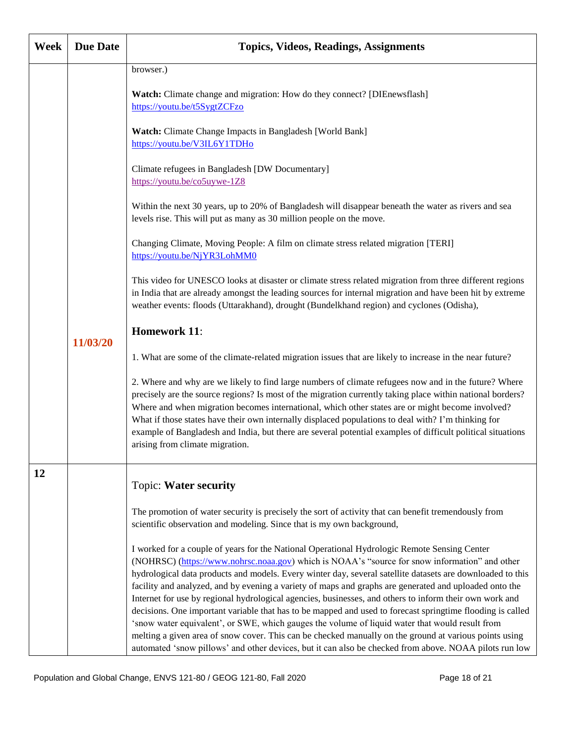| Week | Due Date | Topics, Videos, Readings, Assignments |
|---|---|---|
| | 11/03/20 | browser.)<br><br>**Watch:** Climate change and migration: How do they connect? [DIEnewsflash] https://youtu.be/t5SygtZCFzo<br><br>**Watch:** Climate Change Impacts in Bangladesh [World Bank] https://youtu.be/V3IL6Y1TDHo<br><br>Climate refugees in Bangladesh [DW Documentary] https://youtu.be/co5uywe-1Z8<br><br>Within the next 30 years, up to 20% of Bangladesh will disappear beneath the water as rivers and sea levels rise. This will put as many as 30 million people on the move.<br><br>Changing Climate, Moving People: A film on climate stress related migration [TERI] https://youtu.be/NjYR3LohMM0<br><br>This video for UNESCO looks at disaster or climate stress related migration from three different regions in India that are already amongst the leading sources for internal migration and have been hit by extreme weather events: floods (Uttarakhand), drought (Bundelkhand region) and cyclones (Odisha),<br><br>**Homework 11**:<br><br>1. What are some of the climate-related migration issues that are likely to increase in the near future?<br><br>2. Where and why are we likely to find large numbers of climate refugees now and in the future? Where precisely are the source regions? Is most of the migration currently taking place within national borders? Where and when migration becomes international, which other states are or might become involved? What if those states have their own internally displaced populations to deal with? I'm thinking for example of Bangladesh and India, but there are several potential examples of difficult political situations arising from climate migration. |
| 12 | | Topic: **Water security**<br><br>The promotion of water security is precisely the sort of activity that can benefit tremendously from scientific observation and modeling. Since that is my own background,<br><br>I worked for a couple of years for the National Operational Hydrologic Remote Sensing Center (NOHRSC) (https://www.nohrsc.noaa.gov) which is NOAA's "source for snow information" and other hydrological data products and models. Every winter day, several satellite datasets are downloaded to this facility and analyzed, and by evening a variety of maps and graphs are generated and uploaded onto the Internet for use by regional hydrological agencies, businesses, and others to inform their own work and decisions. One important variable that has to be mapped and used to forecast springtime flooding is called 'snow water equivalent', or SWE, which gauges the volume of liquid water that would result from melting a given area of snow cover. This can be checked manually on the ground at various points using automated 'snow pillows' and other devices, but it can also be checked from above. NOAA pilots run low |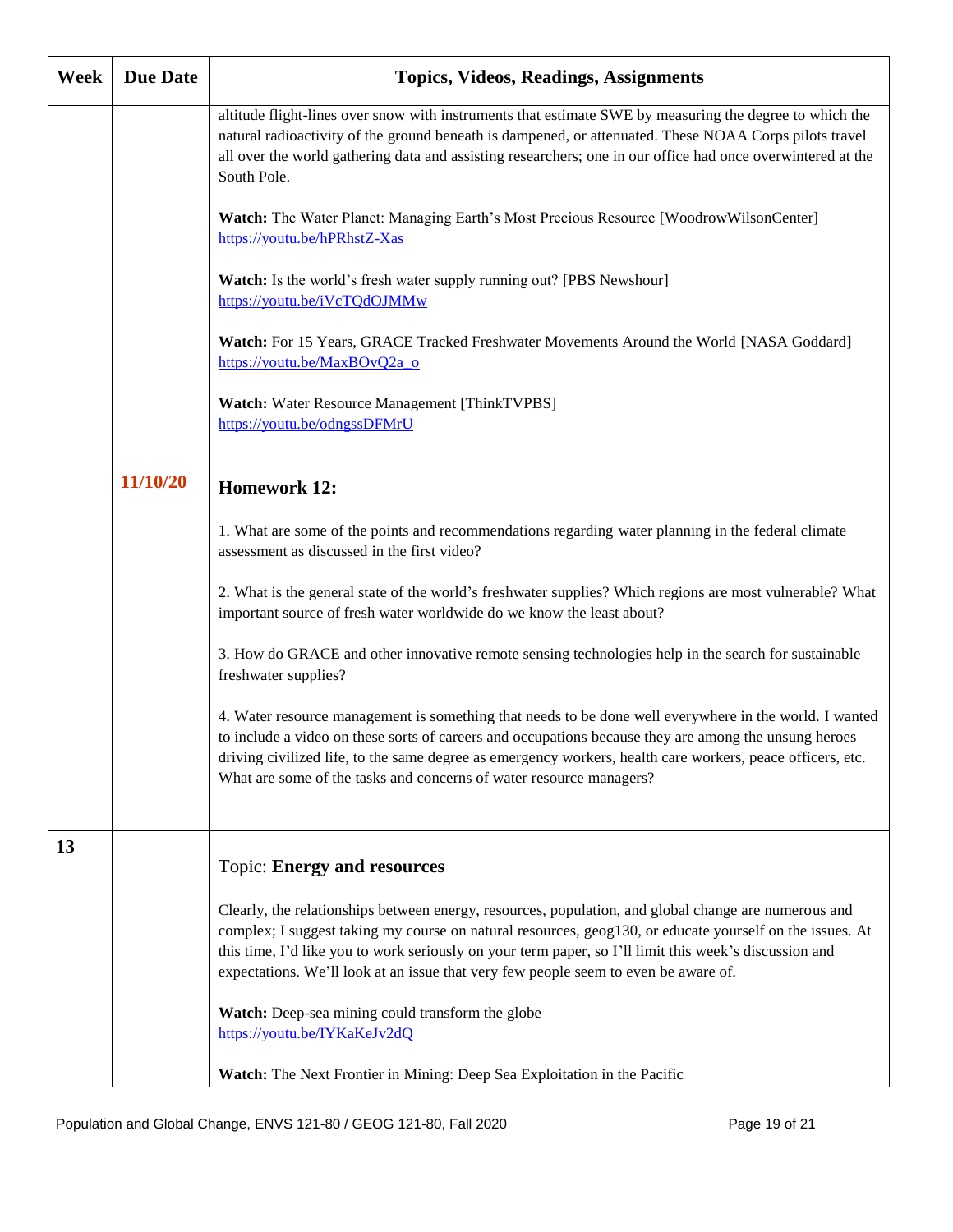| Week | Due Date | Topics, Videos, Readings, Assignments |
|---|---|---|
| | | altitude flight-lines over snow with instruments that estimate SWE by measuring the degree to which the natural radioactivity of the ground beneath is dampened, or attenuated. These NOAA Corps pilots travel all over the world gathering data and assisting researchers; one in our office had once overwintered at the South Pole.<br><br>**Watch:** The Water Planet: Managing Earth's Most Precious Resource [WoodrowWilsonCenter] https://youtu.be/hPRhstZ-Xas<br><br>**Watch:** Is the world's fresh water supply running out? [PBS Newshour] https://youtu.be/iVcTQdOJMMw<br><br>**Watch:** For 15 Years, GRACE Tracked Freshwater Movements Around the World [NASA Goddard] https://youtu.be/MaxBOvQ2a_o<br><br>**Watch:** Water Resource Management [ThinkTVPBS] https://youtu.be/odngssDFMrU |
| | **11/10/20** | **Homework 12:**<br><br>1. What are some of the points and recommendations regarding water planning in the federal climate assessment as discussed in the first video?<br><br>2. What is the general state of the world's freshwater supplies? Which regions are most vulnerable? What important source of fresh water worldwide do we know the least about?<br><br>3. How do GRACE and other innovative remote sensing technologies help in the search for sustainable freshwater supplies?<br><br>4. Water resource management is something that needs to be done well everywhere in the world. I wanted to include a video on these sorts of careers and occupations because they are among the unsung heroes driving civilized life, to the same degree as emergency workers, health care workers, peace officers, etc. What are some of the tasks and concerns of water resource managers? |
| **13** | | Topic: **Energy and resources**<br><br>Clearly, the relationships between energy, resources, population, and global change are numerous and complex; I suggest taking my course on natural resources, geog130, or educate yourself on the issues. At this time, I'd like you to work seriously on your term paper, so I'll limit this week's discussion and expectations. We'll look at an issue that very few people seem to even be aware of.<br><br>**Watch:** Deep-sea mining could transform the globe https://youtu.be/IYKaKeJv2dQ<br><br>**Watch:** The Next Frontier in Mining: Deep Sea Exploitation in the Pacific |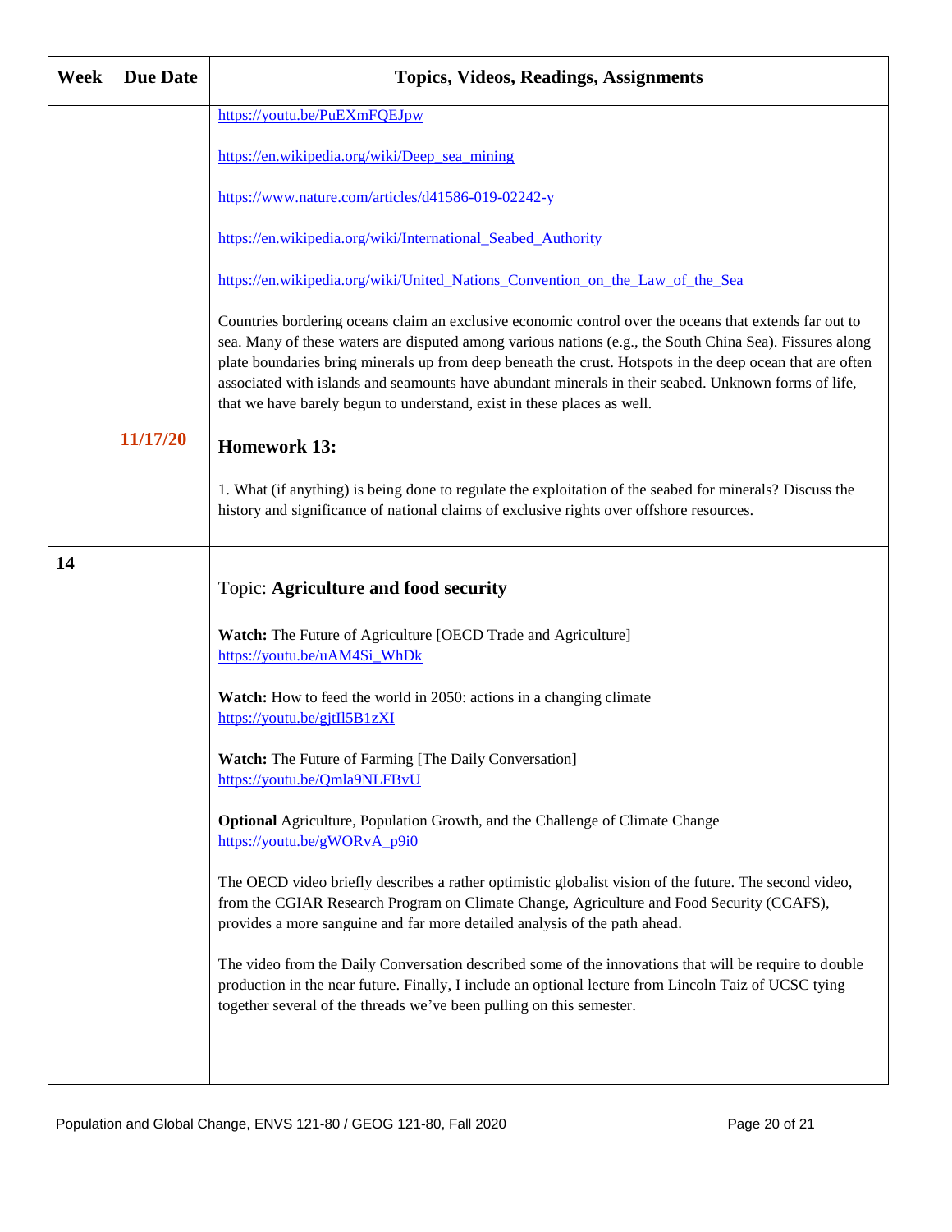| Week | Due Date | Topics, Videos, Readings, Assignments |
|---|---|---|
| | | https://youtu.be/PuEXmFQEJpw<br><br>https://en.wikipedia.org/wiki/Deep_sea_mining<br><br>https://www.nature.com/articles/d41586-019-02242-y<br><br>https://en.wikipedia.org/wiki/International_Seabed_Authority<br><br>https://en.wikipedia.org/wiki/United_Nations_Convention_on_the_Law_of_the_Sea<br><br>Countries bordering oceans claim an exclusive economic control over the oceans that extends far out to sea. Many of these waters are disputed among various nations (e.g., the South China Sea). Fissures along plate boundaries bring minerals up from deep beneath the crust. Hotspots in the deep ocean that are often associated with islands and seamounts have abundant minerals in their seabed. Unknown forms of life, that we have barely begun to understand, exist in these places as well. |
| | 11/17/20 | **Homework 13:**<br><br>1. What (if anything) is being done to regulate the exploitation of the seabed for minerals? Discuss the history and significance of national claims of exclusive rights over offshore resources. |
| **14** | | Topic: **Agriculture and food security**<br><br>**Watch:** The Future of Agriculture [OECD Trade and Agriculture]<br>https://youtu.be/uAM4Si_WhDk<br><br>**Watch:** How to feed the world in 2050: actions in a changing climate<br>https://youtu.be/gjtIl5B1zXI<br><br>**Watch:** The Future of Farming [The Daily Conversation]<br>https://youtu.be/Qmla9NLFBvU<br><br>**Optional** Agriculture, Population Growth, and the Challenge of Climate Change<br>https://youtu.be/gWORvA_p9i0<br><br>The OECD video briefly describes a rather optimistic globalist vision of the future. The second video, from the CGIAR Research Program on Climate Change, Agriculture and Food Security (CCAFS), provides a more sanguine and far more detailed analysis of the path ahead.<br><br>The video from the Daily Conversation described some of the innovations that will be require to double production in the near future. Finally, I include an optional lecture from Lincoln Taiz of UCSC tying together several of the threads we've been pulling on this semester. |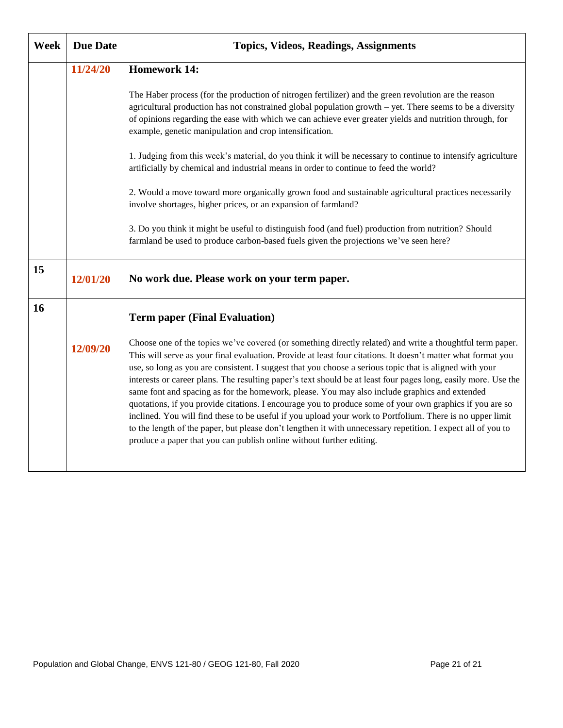| Week | Due Date | Topics, Videos, Readings, Assignments |
|---|---|---|
| | 11/24/20 | **Homework 14:**<br><br>The Haber process (for the production of nitrogen fertilizer) and the green revolution are the reason agricultural production has not constrained global population growth – yet. There seems to be a diversity of opinions regarding the ease with which we can achieve ever greater yields and nutrition through, for example, genetic manipulation and crop intensification.<br><br>1. Judging from this week's material, do you think it will be necessary to continue to intensify agriculture artificially by chemical and industrial means in order to continue to feed the world?<br><br>2. Would a move toward more organically grown food and sustainable agricultural practices necessarily involve shortages, higher prices, or an expansion of farmland?<br><br>3. Do you think it might be useful to distinguish food (and fuel) production from nutrition? Should farmland be used to produce carbon-based fuels given the projections we've seen here? |
| 15 | 12/01/20 | **No work due. Please work on your term paper.** |
| 16 | 12/09/20 | **Term paper (Final Evaluation)**<br><br>Choose one of the topics we've covered (or something directly related) and write a thoughtful term paper. This will serve as your final evaluation. Provide at least four citations. It doesn't matter what format you use, so long as you are consistent. I suggest that you choose a serious topic that is aligned with your interests or career plans. The resulting paper's text should be at least four pages long, easily more. Use the same font and spacing as for the homework, please. You may also include graphics and extended quotations, if you provide citations. I encourage you to produce some of your own graphics if you are so inclined. You will find these to be useful if you upload your work to Portfolium. There is no upper limit to the length of the paper, but please don't lengthen it with unnecessary repetition. I expect all of you to produce a paper that you can publish online without further editing. |